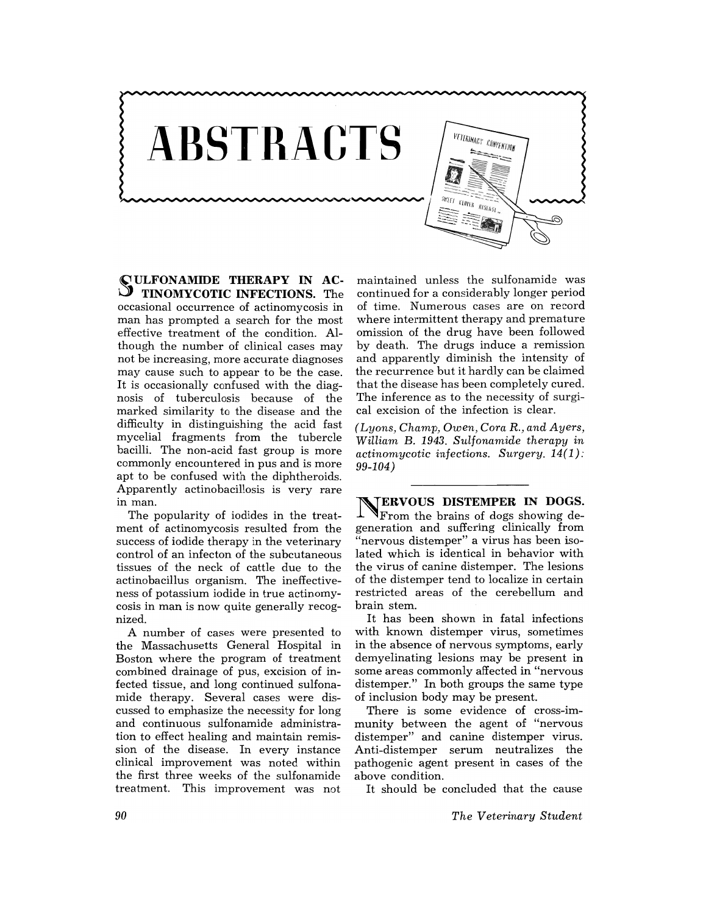# ABSTRACTS

**SULFONAMIDE THERAPY IN ACTINOMYCOTIC INFECTIONS.** The occasional occurrence of actinomycosis in man has prompted a search for the most effective treatment of the condition. Although the number of clinical cases may not be increasing, more accurate diagnoses may cause such to appear to be the case. It is occasionally confused with the diagnosis of tuberculosis because of the marked similarity to the disease and the difficulty in distinguishing the acid fast mycelial fragments from the tubercle bacilli. The non-acid fast group is more commonly encountered in pus and is more apt to be confused with the diphtheroids. Apparently actinobacillosis is very rare in man.

The popularity of iodides in the treatment of actinomycosis resulted from the success of iodide therapy in the veterinary control of an infecton of the subcutaneous tissues of the neck of cattle due to the actinobacillus organism. The ineffectiveness of potassium iodide in true actinomycosis in man is now quite generally recognized.

A number of cases were presented to the Massachusetts General Hospital in Boston where the program of treatment combined drainage of pus, excision of infected tissue, and long continued sulfonamide therapy. Several cases were discussed to emphasize the necessity for long and continuous sulfonamide administration to effect healing and maintain remission of the disease. In every instance clinical improvement was noted within the first three weeks of the sulfonamide treatment. This improvement was not maintained unless the sulfonamide was continued for a considerably longer period of time. Numerous cases are on record where intermittent therapy and premature omission of the drug have been followed by death. The drugs induce a remission and apparently diminish the intensity of the recurrence but it hardly can be claimed that the disease has been completely cured. The inference as to the necessity of surgical excision of the infection is clear.

*(Lyons, Champ, Owen, Cora R., and Ayers, William B. 1943. Sulfonamide therapy in actinomycotic infections. Surgery. 14(1): 99-104)*

---

**NERVOUS DISTEMPER IN DOGS.** From the brains of dogs showing degeneration and suffering clinically from "nervous distemper" a virus has been isolated which is identical in behavior with the virus of canine distemper. The lesions of the distemper tend to localize in certain restricted areas of the cerebellum and brain stem.

It has been shown in fatal infections with known distemper virus, sometimes in the absence of nervous symptoms, early demyelinating lesions may be present in some areas commonly affected in "nervous distemper." In both groups the same type of inclusion body may be present.

There is some evidence of cross-immunity between the agent of "nervous distemper" and canine distemper virus. Anti-distemper serum neutralizes the pathogenic agent present in cases of the above condition.

It should be concluded that the cause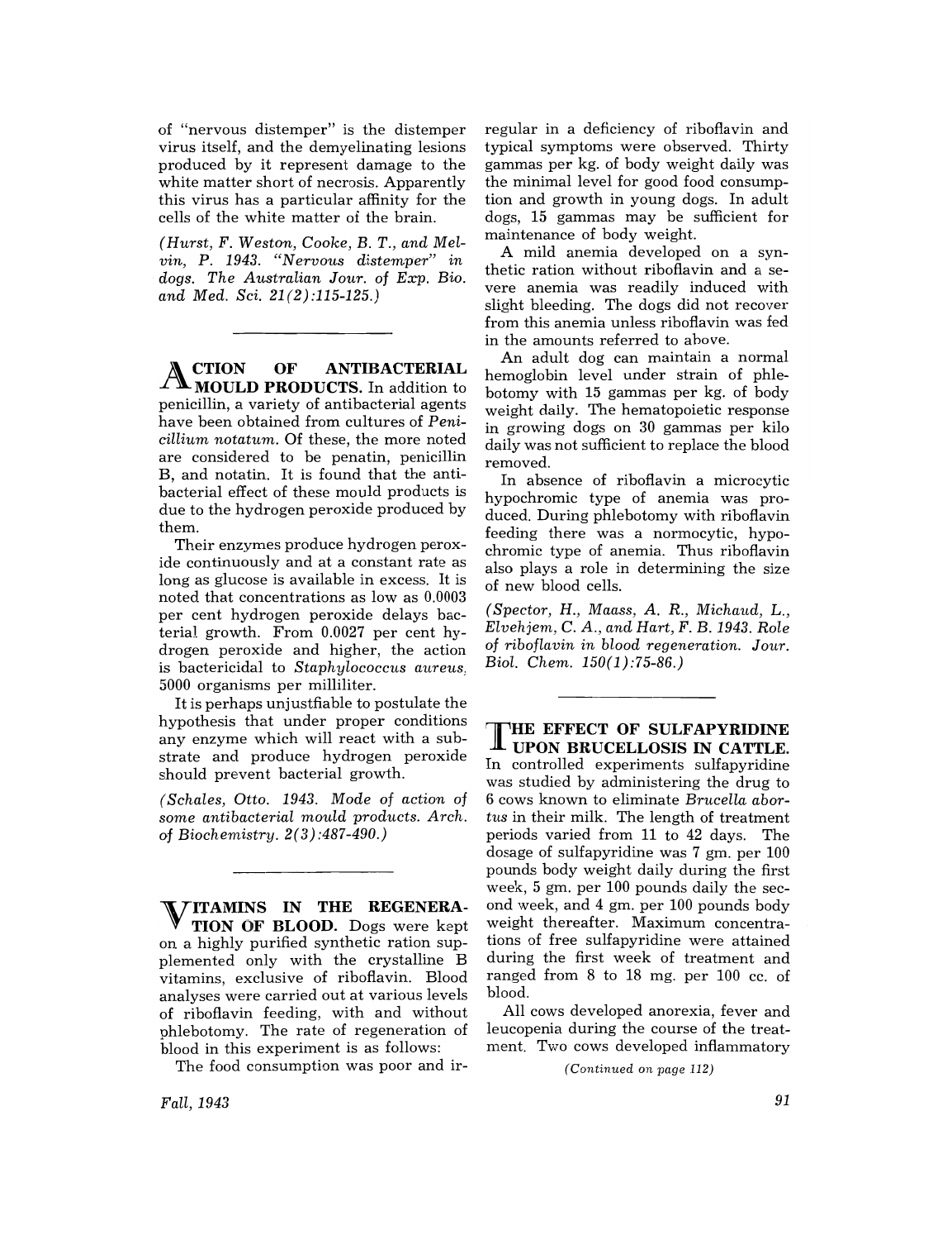of "nervous distemper" is the distemper virus itself, and the demyelinating lesions produced by it represent damage to the white matter short of necrosis. Apparently this virus has a particular affinity for the cells of the white matter of the brain.

*(Hurst, F. Weston, Cooke, B. T., and Melvin, P. 1943. "Nervous distemper" in dogs. The Australian Jour. of Exp. Bio. and Med. Sci. 21(2):115-125.)*

---

**ACTION OF ANTIBACTERIAL MOULD PRODUCTS.** In addition to penicillin, a variety of antibacterial agents have been obtained from cultures of *Penicillium notatum*. Of these, the more noted are considered to be penatin, penicillin B, and notatin. It is found that the antibacterial effect of these mould products is due to the hydrogen peroxide produced by them.

Their enzymes produce hydrogen peroxide continuously and at a constant rate as long as glucose is available in excess. It is noted that concentrations as low as 0.0003 per cent hydrogen peroxide delays bacterial growth. From 0.0027 per cent hydrogen peroxide and higher, the action is bactericidal to *Staphylococcus aureus*, 5000 organisms per milliliter.

It is perhaps unjustfiable to postulate the hypothesis that under proper conditions any enzyme which will react with a substrate and produce hydrogen peroxide should prevent bacterial growth.

*(Schales, Otto. 1943. Mode of action of some antibacterial mould products. Arch. of Biochemistry. 2(3):487-490.)*

---

**VITAMINS IN THE REGENERATION OF BLOOD.** Dogs were kept on a highly purified synthetic ration supplemented only with the crystalline B vitamins, exclusive of riboflavin. Blood analyses were carried out at various levels of riboflavin feeding, with and without phlebotomy. The rate of regeneration of blood in this experiment is as follows:

The food consumption was poor and irregular in a deficiency of riboflavin and typical symptoms were observed. Thirty gammas per kg. of body weight daily was the minimal level for good food consumption and growth in young dogs. In adult dogs, 15 gammas may be sufficient for maintenance of body weight.

A mild anemia developed on a synthetic ration without riboflavin and a severe anemia was readily induced with slight bleeding. The dogs did not recover from this anemia unless riboflavin was fed in the amounts referred to above.

An adult dog can maintain a normal hemoglobin level under strain of phlebotomy with 15 gammas per kg. of body weight daily. The hematopoietic response in growing dogs on 30 gammas per kilo daily was not sufficient to replace the blood removed.

In absence of riboflavin a microcytic hypochromic type of anemia was produced. During phlebotomy with riboflavin feeding there was a normocytic, hypochromic type of anemia. Thus riboflavin also plays a role in determining the size of new blood cells.

*(Spector, H., Maass, A. R., Michaud, L., Elvehjem, C. A., and Hart, F. B. 1943. Role of riboflavin in blood regeneration. Jour. Biol. Chem. 150(1):75-86.)*

---

**THE EFFECT OF SULFAPYRIDINE UPON BRUCELLOSIS IN CATTLE.** In controlled experiments sulfapyridine was studied by administering the drug to 6 cows known to eliminate *Brucella abortus* in their milk. The length of treatment periods varied from 11 to 42 days. The dosage of sulfapyridine was 7 gm. per 100 pounds body weight daily during the first week, 5 gm. per 100 pounds daily the second week, and 4 gm. per 100 pounds body weight thereafter. Maximum concentrations of free sulfapyridine were attained during the first week of treatment and ranged from 8 to 18 mg. per 100 cc. of blood.

All cows developed anorexia, fever and leucopenia during the course of the treatment. Two cows developed inflammatory

*(Continued on page 112)*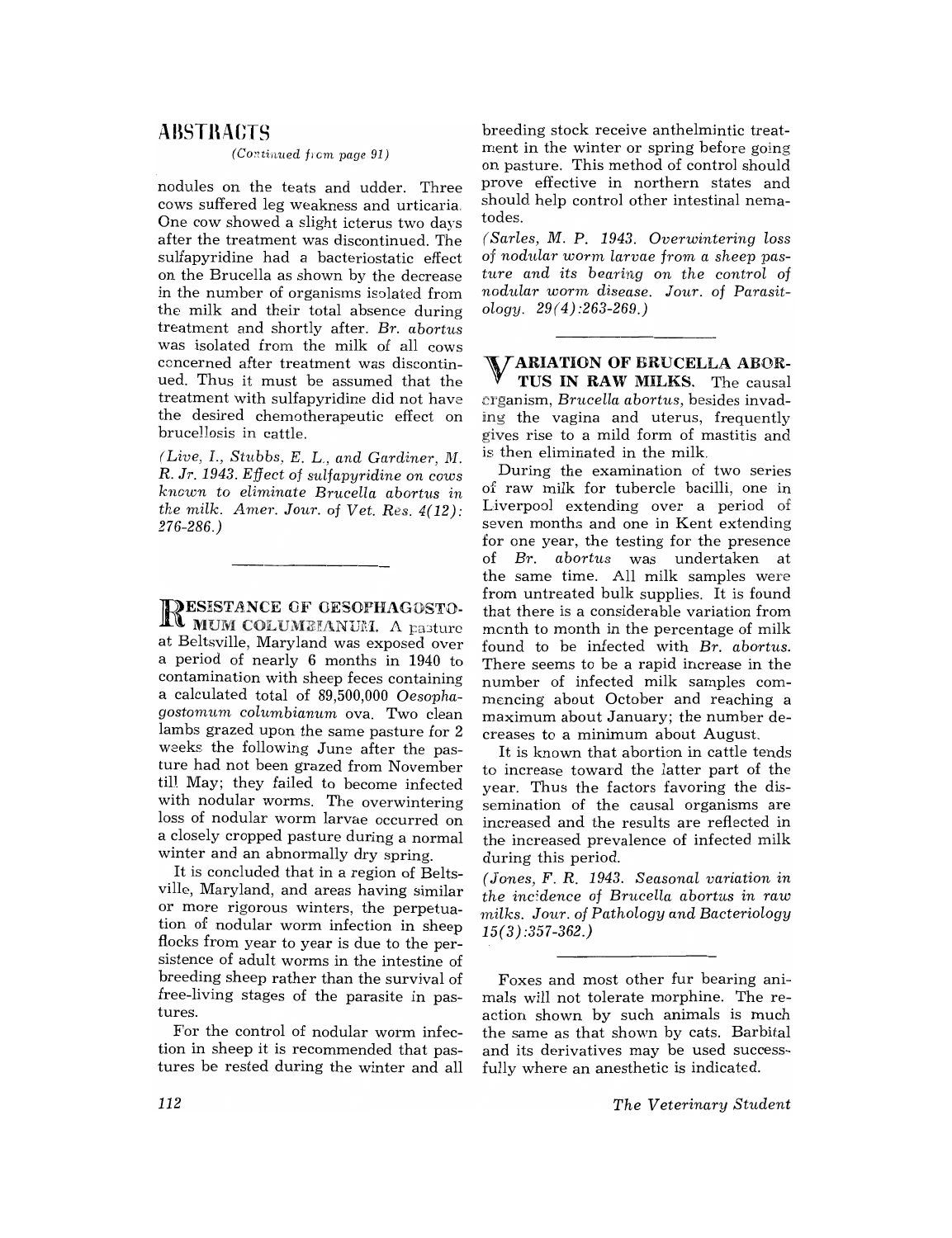## ABSTRACTS

*(Continued from page 91)*

nodules on the teats and udder. Three cows suffered leg weakness and urticaria. One cow showed a slight icterus two days after the treatment was discontinued. The sulfapyridine had a bacteriostatic effect on the Brucella as shown by the decrease in the number of organisms isolated from the milk and their total absence during treatment and shortly after. *Br. abortus* was isolated from the milk of all cows concerned after treatment was discontinued. Thus it must be assumed that the treatment with sulfapyridine did not have the desired chemotherapeutic effect on brucellosis in cattle.

*(Live, I., Stubbs, E. L., and Gardiner, M. R. Jr. 1943. Effect of sulfapyridine on cows known to eliminate Brucella abortus in the milk. Amer. Jour. of Vet. Res. 4(12): 276-286.)*

---

**RESISTANCE OF OESOPHAGOSTOMUM COLUMBIANUM.** A pasture at Beltsville, Maryland was exposed over a period of nearly 6 months in 1940 to contamination with sheep feces containing a calculated total of 89,500,000 *Oesophagostomum columbianum* ova. Two clean lambs grazed upon the same pasture for 2 weeks the following June after the pasture had not been grazed from November till May; they failed to become infected with nodular worms. The overwintering loss of nodular worm larvae occurred on a closely cropped pasture during a normal winter and an abnormally dry spring.

It is concluded that in a region of Beltsville, Maryland, and areas having similar or more rigorous winters, the perpetuation of nodular worm infection in sheep flocks from year to year is due to the persistence of adult worms in the intestine of breeding sheep rather than the survival of free-living stages of the parasite in pastures.

For the control of nodular worm infection in sheep it is recommended that pastures be rested during the winter and all breeding stock receive anthelmintic treatment in the winter or spring before going on pasture. This method of control should prove effective in northern states and should help control other intestinal nematodes.

*(Sarles, M. P. 1943. Overwintering loss of nodular worm larvae from a sheep pasture and its bearing on the control of nodular worm disease. Jour. of Parasitology. 29(4):263-269.)*

---

**VARIATION OF BRUCELLA ABORTUS IN RAW MILKS.** The causal organism, *Brucella abortus*, besides invading the vagina and uterus, frequently gives rise to a mild form of mastitis and is then eliminated in the milk.

During the examination of two series of raw milk for tubercle bacilli, one in Liverpool extending over a period of seven months and one in Kent extending for one year, the testing for the presence of *Br. abortus* was undertaken at the same time. All milk samples were from untreated bulk supplies. It is found that there is a considerable variation from month to month in the percentage of milk found to be infected with *Br. abortus*. There seems to be a rapid increase in the number of infected milk samples commencing about October and reaching a maximum about January; the number decreases to a minimum about August.

It is known that abortion in cattle tends to increase toward the latter part of the year. Thus the factors favoring the dissemination of the causal organisms are increased and the results are reflected in the increased prevalence of infected milk during this period.

*(Jones, F. R. 1943. Seasonal variation in the incidence of Brucella abortus in raw milks. Jour. of Pathology and Bacteriology 15(3):357-362.)*

---

Foxes and most other fur bearing animals will not tolerate morphine. The reaction shown by such animals is much the same as that shown by cats. Barbital and its derivatives may be used successfully where an anesthetic is indicated.